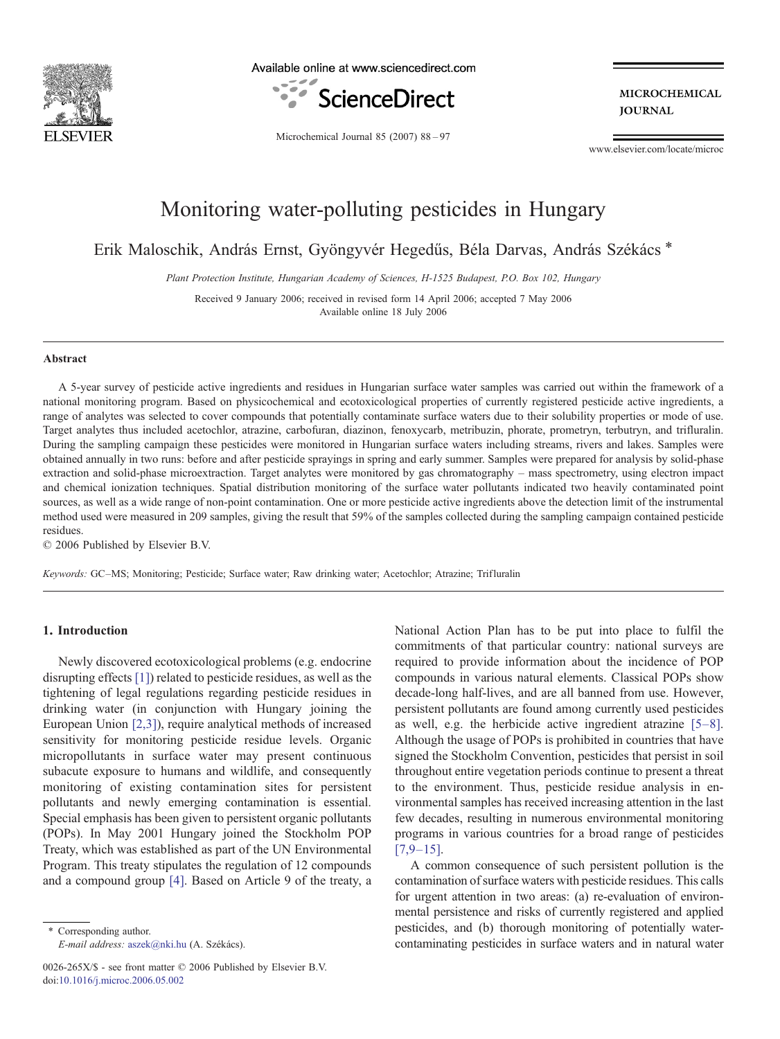# Monitoring water-polluting pesticides in Hungary

Erik Maloschik, András Ernst, Gyöngyvér Hegedűs, Béla Darvas, András Székács *

*Plant Protection Institute, Hungarian Academy of Sciences, H-1525 Budapest, P.O. Box 102, Hungary*

Received 9 January 2006; received in revised form 14 April 2006; accepted 7 May 2006
Available online 18 July 2006

## Abstract

A 5-year survey of pesticide active ingredients and residues in Hungarian surface water samples was carried out within the framework of a national monitoring program. Based on physicochemical and ecotoxicological properties of currently registered pesticide active ingredients, a range of analytes was selected to cover compounds that potentially contaminate surface waters due to their solubility properties or mode of use. Target analytes thus included acetochlor, atrazine, carbofuran, diazinon, fenoxycarb, metribuzin, phorate, prometryn, terbutryn, and trifluralin. During the sampling campaign these pesticides were monitored in Hungarian surface waters including streams, rivers and lakes. Samples were obtained annually in two runs: before and after pesticide sprayings in spring and early summer. Samples were prepared for analysis by solid-phase extraction and solid-phase microextraction. Target analytes were monitored by gas chromatography – mass spectrometry, using electron impact and chemical ionization techniques. Spatial distribution monitoring of the surface water pollutants indicated two heavily contaminated point sources, as well as a wide range of non-point contamination. One or more pesticide active ingredients above the detection limit of the instrumental method used were measured in 209 samples, giving the result that 59% of the samples collected during the sampling campaign contained pesticide residues.

© 2006 Published by Elsevier B.V.

*Keywords:* GC–MS; Monitoring; Pesticide; Surface water; Raw drinking water; Acetochlor; Atrazine; Trifluralin

## 1. Introduction

Newly discovered ecotoxicological problems (e.g. endocrine disrupting effects [1]) related to pesticide residues, as well as the tightening of legal regulations regarding pesticide residues in drinking water (in conjunction with Hungary joining the European Union [2,3]), require analytical methods of increased sensitivity for monitoring pesticide residue levels. Organic micropollutants in surface water may present continuous subacute exposure to humans and wildlife, and consequently monitoring of existing contamination sites for persistent pollutants and newly emerging contamination is essential. Special emphasis has been given to persistent organic pollutants (POPs). In May 2001 Hungary joined the Stockholm POP Treaty, which was established as part of the UN Environmental Program. This treaty stipulates the regulation of 12 compounds and a compound group [4]. Based on Article 9 of the treaty, a National Action Plan has to be put into place to fulfil the commitments of that particular country: national surveys are required to provide information about the incidence of POP compounds in various natural elements. Classical POPs show decade-long half-lives, and are all banned from use. However, persistent pollutants are found among currently used pesticides as well, e.g. the herbicide active ingredient atrazine [5–8]. Although the usage of POPs is prohibited in countries that have signed the Stockholm Convention, pesticides that persist in soil throughout entire vegetation periods continue to present a threat to the environment. Thus, pesticide residue analysis in environmental samples has received increasing attention in the last few decades, resulting in numerous environmental monitoring programs in various countries for a broad range of pesticides [7,9–15].

A common consequence of such persistent pollution is the contamination of surface waters with pesticide residues. This calls for urgent attention in two areas: (a) re-evaluation of environmental persistence and risks of currently registered and applied pesticides, and (b) thorough monitoring of potentially water-contaminating pesticides in surface waters and in natural water

\* Corresponding author.
*E-mail address:* aszek@nki.hu (A. Székács).

0026-265X/$ - see front matter © 2006 Published by Elsevier B.V.
doi:10.1016/j.microc.2006.05.002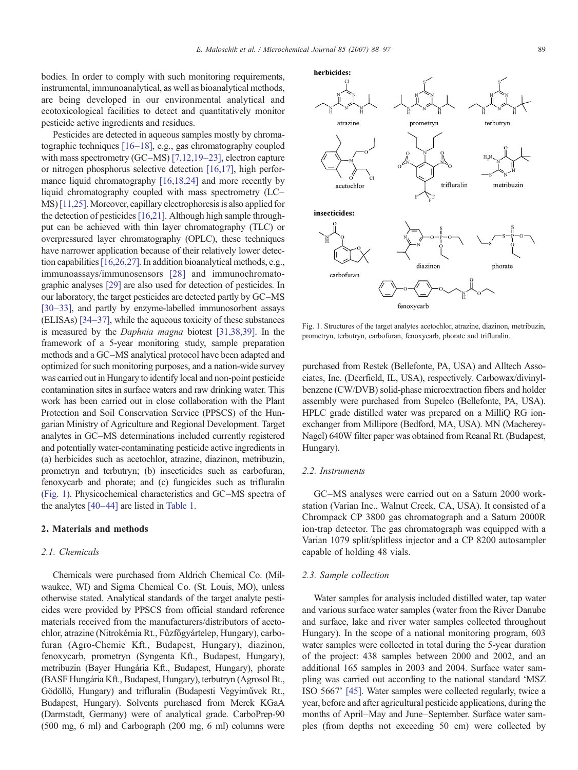bodies. In order to comply with such monitoring requirements, instrumental, immunoanalytical, as well as bioanalytical methods, are being developed in our environmental analytical and ecotoxicological facilities to detect and quantitatively monitor pesticide active ingredients and residues.

Pesticides are detected in aqueous samples mostly by chromatographic techniques [16–18], e.g., gas chromatography coupled with mass spectrometry (GC–MS) [7,12,19–23], electron capture or nitrogen phosphorus selective detection [16,17], high performance liquid chromatography [16,18,24] and more recently by liquid chromatography coupled with mass spectrometry (LC–MS) [11,25]. Moreover, capillary electrophoresis is also applied for the detection of pesticides [16,21]. Although high sample throughput can be achieved with thin layer chromatography (TLC) or overpressured layer chromatography (OPLC), these techniques have narrower application because of their relatively lower detection capabilities [16,26,27]. In addition bioanalytical methods, e.g., immunoassays/immunosensors [28] and immunochromatographic analyses [29] are also used for detection of pesticides. In our laboratory, the target pesticides are detected partly by GC–MS [30–33], and partly by enzyme-labelled immunosorbent assays (ELISAs) [34–37], while the aqueous toxicity of these substances is measured by the *Daphnia magna* biotest [31,38,39]. In the framework of a 5-year monitoring study, sample preparation methods and a GC–MS analytical protocol have been adapted and optimized for such monitoring purposes, and a nation-wide survey was carried out in Hungary to identify local and non-point pesticide contamination sites in surface waters and raw drinking water. This work has been carried out in close collaboration with the Plant Protection and Soil Conservation Service (PPSCS) of the Hungarian Ministry of Agriculture and Regional Development. Target analytes in GC–MS determinations included currently registered and potentially water-contaminating pesticide active ingredients in (a) herbicides such as acetochlor, atrazine, diazinon, metribuzin, prometryn and terbutryn; (b) insecticides such as carbofuran, fenoxycarb and phorate; and (c) fungicides such as trifluralin (Fig. 1). Physicochemical characteristics and GC–MS spectra of the analytes [40–44] are listed in Table 1.

Fig. 1. Structures of the target analytes acetochlor, atrazine, diazinon, metribuzin, prometryn, terbutryn, carbofuran, fenoxycarb, phorate and trifluralin.

## 2. Materials and methods

### 2.1. Chemicals

Chemicals were purchased from Aldrich Chemical Co. (Milwaukee, WI) and Sigma Chemical Co. (St. Louis, MO), unless otherwise stated. Analytical standards of the target analyte pesticides were provided by PPSCS from official standard reference materials received from the manufacturers/distributors of acetochlor, atrazine (Nitrokémia Rt., Fűzfőgyártelep, Hungary), carbofuran (Agro-Chemie Kft., Budapest, Hungary), diazinon, fenoxycarb, prometryn (Syngenta Kft., Budapest, Hungary), metribuzin (Bayer Hungária Kft., Budapest, Hungary), phorate (BASF Hungária Kft., Budapest, Hungary), terbutryn (Agrosol Bt., Gödöllő, Hungary) and trifluralin (Budapesti Vegyiművek Rt., Budapest, Hungary). Solvents purchased from Merck KGaA (Darmstadt, Germany) were of analytical grade. CarboPrep-90 (500 mg, 6 ml) and Carbograph (200 mg, 6 ml) columns were purchased from Restek (Bellefonte, PA, USA) and Alltech Associates, Inc. (Deerfield, IL, USA), respectively. Carbowax/divinylbenzene (CW/DVB) solid-phase microextraction fibers and holder assembly were purchased from Supelco (Bellefonte, PA, USA). HPLC grade distilled water was prepared on a MilliQ RG ion-exchanger from Millipore (Bedford, MA, USA). MN (Macherey-Nagel) 640W filter paper was obtained from Reanal Rt. (Budapest, Hungary).

### 2.2. Instruments

GC–MS analyses were carried out on a Saturn 2000 workstation (Varian Inc., Walnut Creek, CA, USA). It consisted of a Chrompack CP 3800 gas chromatograph and a Saturn 2000R ion-trap detector. The gas chromatograph was equipped with a Varian 1079 split/splitless injector and a CP 8200 autosampler capable of holding 48 vials.

### 2.3. Sample collection

Water samples for analysis included distilled water, tap water and various surface water samples (water from the River Danube and surface, lake and river water samples collected throughout Hungary). In the scope of a national monitoring program, 603 water samples were collected in total during the 5-year duration of the project: 438 samples between 2000 and 2002, and an additional 165 samples in 2003 and 2004. Surface water sampling was carried out according to the national standard 'MSZ ISO 5667' [45]. Water samples were collected regularly, twice a year, before and after agricultural pesticide applications, during the months of April–May and June–September. Surface water samples (from depths not exceeding 50 cm) were collected by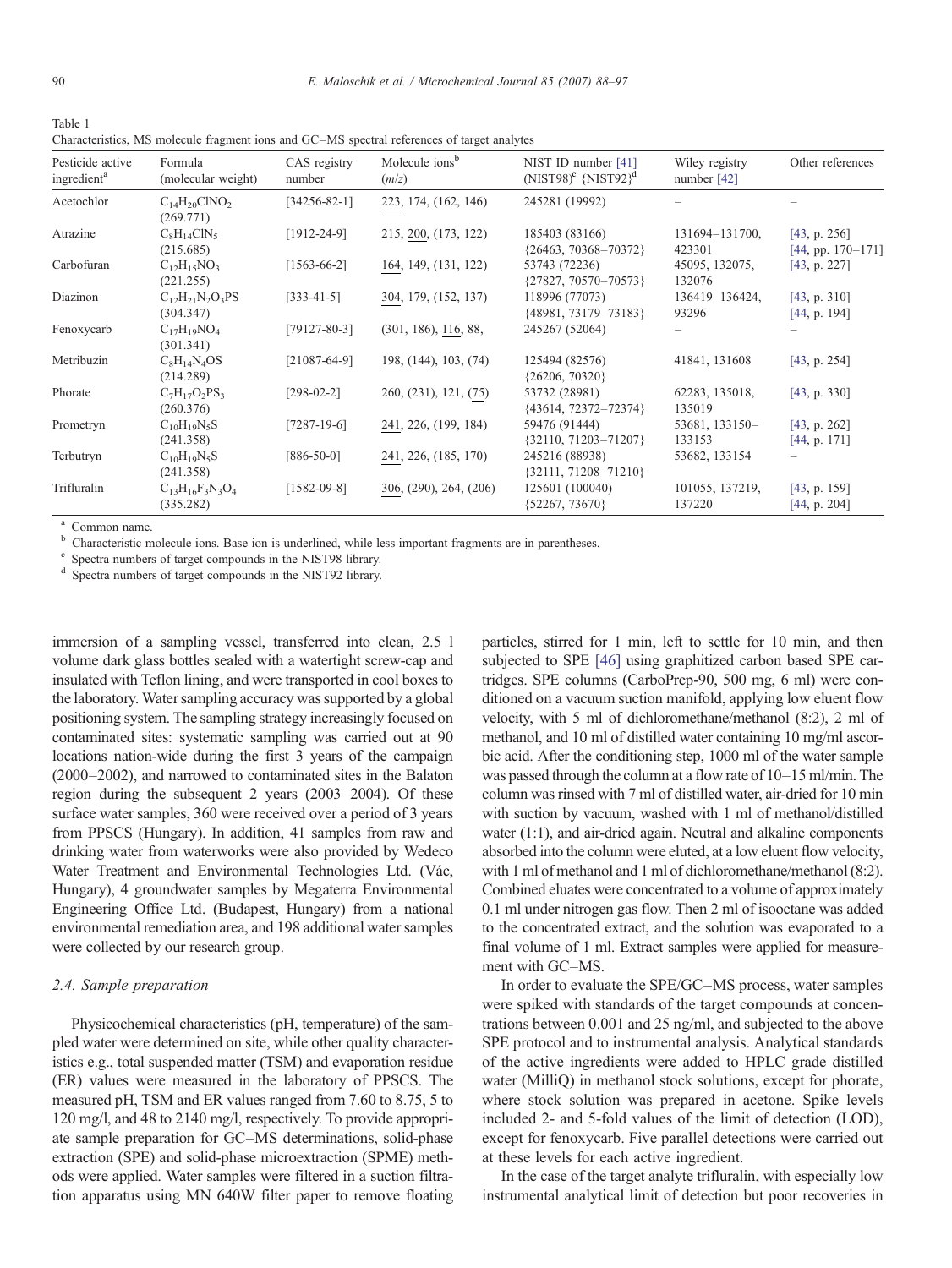Table 1
Characteristics, MS molecule fragment ions and GC–MS spectral references of target analytes

| Pesticide active ingredient[a] | Formula (molecular weight) | CAS registry number | Molecule ions[b] ($m/z$) | NIST ID number [41] (NIST98)[c] {NIST92}[d] | Wiley registry number [42] | Other references |
|---|---|---|---|---|---|---|
| Acetochlor | $C_{14}H_{20}ClNO_2$ (269.771) | [34256-82-1] | <u>223</u>, 174, (162, 146) | 245281 (19992) | – | – |
| Atrazine | $C_8H_{14}ClN_5$ (215.685) | [1912-24-9] | 215, <u>200</u>, (173, 122) | 185403 (83166) {26463, 70368–70372} | 131694–131700, 423301 | [43, p. 256] [44, pp. 170–171] |
| Carbofuran | $C_{12}H_{15}NO_3$ (221.255) | [1563-66-2] | <u>164</u>, 149, (131, 122) | 53743 (72236) {27827, 70570–70573} | 45095, 132075, 132076 | [43, p. 227] |
| Diazinon | $C_{12}H_{21}N_2O_3PS$ (304.347) | [333-41-5] | <u>304</u>, 179, (152, 137) | 118996 (77073) {48981, 73179–73183} | 136419–136424, 93296 | [43, p. 310] [44, p. 194] |
| Fenoxycarb | $C_{17}H_{19}NO_4$ (301.341) | [79127-80-3] | (301, 186), <u>116</u>, 88, | 245267 (52064) | – | – |
| Metribuzin | $C_8H_{14}N_4OS$ (214.289) | [21087-64-9] | <u>198</u>, (144), 103, (74) | 125494 (82576) {26206, 70320} | 41841, 131608 | [43, p. 254] |
| Phorate | $C_7H_{17}O_2PS_3$ (260.376) | [298-02-2] | 260, (231), 121, (<u>75</u>) | 53732 (28981) {43614, 72372–72374} | 62283, 135018, 135019 | [43, p. 330] |
| Prometryn | $C_{10}H_{19}N_5S$ (241.358) | [7287-19-6] | <u>241</u>, 226, (199, 184) | 59476 (91444) {32110, 71203–71207} | 53681, 133150–133153 | [43, p. 262] [44, p. 171] |
| Terbutryn | $C_{10}H_{19}N_5S$ (241.358) | [886-50-0] | <u>241</u>, 226, (185, 170) | 245216 (88938) {32111, 71208–71210} | 53682, 133154 | – |
| Trifluralin | $C_{13}H_{16}F_3N_3O_4$ (335.282) | [1582-09-8] | <u>306</u>, (290), 264, (206) | 125601 (100040) {52267, 73670} | 101055, 137219, 137220 | [43, p. 159] [44, p. 204] |

[a] Common name.
[b] Characteristic molecule ions. Base ion is underlined, while less important fragments are in parentheses.
[c] Spectra numbers of target compounds in the NIST98 library.
[d] Spectra numbers of target compounds in the NIST92 library.

immersion of a sampling vessel, transferred into clean, 2.5 l volume dark glass bottles sealed with a watertight screw-cap and insulated with Teflon lining, and were transported in cool boxes to the laboratory. Water sampling accuracy was supported by a global positioning system. The sampling strategy increasingly focused on contaminated sites: systematic sampling was carried out at 90 locations nation-wide during the first 3 years of the campaign (2000–2002), and narrowed to contaminated sites in the Balaton region during the subsequent 2 years (2003–2004). Of these surface water samples, 360 were received over a period of 3 years from PPSCS (Hungary). In addition, 41 samples from raw and drinking water from waterworks were also provided by Wedeco Water Treatment and Environmental Technologies Ltd. (Vác, Hungary), 4 groundwater samples by Megaterra Environmental Engineering Office Ltd. (Budapest, Hungary) from a national environmental remediation area, and 198 additional water samples were collected by our research group.

### 2.4. Sample preparation

Physicochemical characteristics (pH, temperature) of the sampled water were determined on site, while other quality characteristics e.g., total suspended matter (TSM) and evaporation residue (ER) values were measured in the laboratory of PPSCS. The measured pH, TSM and ER values ranged from 7.60 to 8.75, 5 to 120 mg/l, and 48 to 2140 mg/l, respectively. To provide appropriate sample preparation for GC–MS determinations, solid-phase extraction (SPE) and solid-phase microextraction (SPME) methods were applied. Water samples were filtered in a suction filtration apparatus using MN 640W filter paper to remove floating particles, stirred for 1 min, left to settle for 10 min, and then subjected to SPE [46] using graphitized carbon based SPE cartridges. SPE columns (CarboPrep-90, 500 mg, 6 ml) were conditioned on a vacuum suction manifold, applying low eluent flow velocity, with 5 ml of dichloromethane/methanol (8:2), 2 ml of methanol, and 10 ml of distilled water containing 10 mg/ml ascorbic acid. After the conditioning step, 1000 ml of the water sample was passed through the column at a flow rate of 10–15 ml/min. The column was rinsed with 7 ml of distilled water, air-dried for 10 min with suction by vacuum, washed with 1 ml of methanol/distilled water (1:1), and air-dried again. Neutral and alkaline components absorbed into the column were eluted, at a low eluent flow velocity, with 1 ml of methanol and 1 ml of dichloromethane/methanol (8:2). Combined eluates were concentrated to a volume of approximately 0.1 ml under nitrogen gas flow. Then 2 ml of isooctane was added to the concentrated extract, and the solution was evaporated to a final volume of 1 ml. Extract samples were applied for measurement with GC–MS.

In order to evaluate the SPE/GC–MS process, water samples were spiked with standards of the target compounds at concentrations between 0.001 and 25 ng/ml, and subjected to the above SPE protocol and to instrumental analysis. Analytical standards of the active ingredients were added to HPLC grade distilled water (MilliQ) in methanol stock solutions, except for phorate, where stock solution was prepared in acetone. Spike levels included 2- and 5-fold values of the limit of detection (LOD), except for fenoxycarb. Five parallel detections were carried out at these levels for each active ingredient.

In the case of the target analyte trifluralin, with especially low instrumental analytical limit of detection but poor recoveries in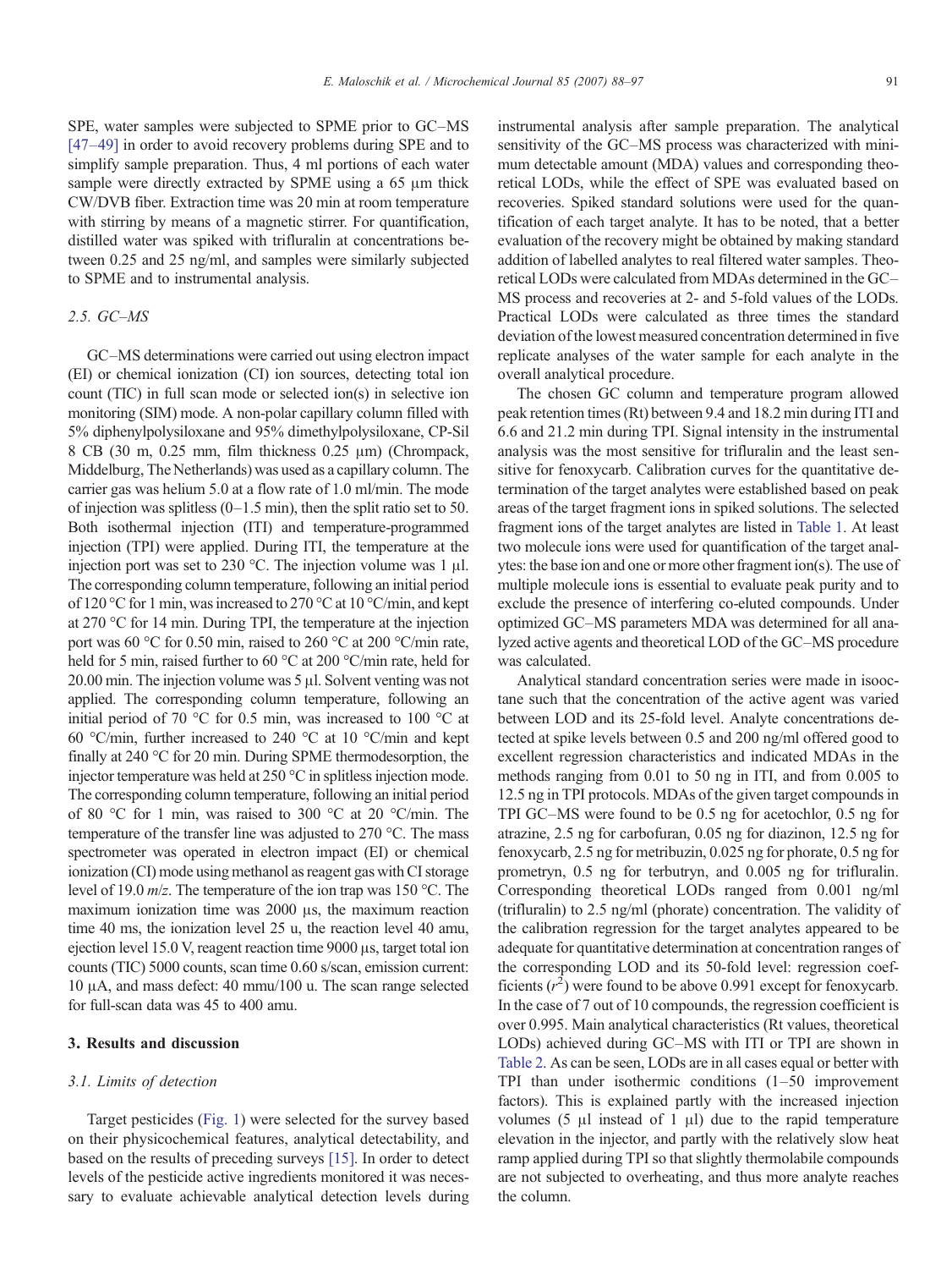SPE, water samples were subjected to SPME prior to GC–MS [47–49] in order to avoid recovery problems during SPE and to simplify sample preparation. Thus, 4 ml portions of each water sample were directly extracted by SPME using a 65 μm thick CW/DVB fiber. Extraction time was 20 min at room temperature with stirring by means of a magnetic stirrer. For quantification, distilled water was spiked with trifluralin at concentrations between 0.25 and 25 ng/ml, and samples were similarly subjected to SPME and to instrumental analysis.

### 2.5. GC–MS

GC–MS determinations were carried out using electron impact (EI) or chemical ionization (CI) ion sources, detecting total ion count (TIC) in full scan mode or selected ion(s) in selective ion monitoring (SIM) mode. A non-polar capillary column filled with 5% diphenylpolysiloxane and 95% dimethylpolysiloxane, CP-Sil 8 CB (30 m, 0.25 mm, film thickness 0.25 μm) (Chrompack, Middelburg, The Netherlands) was used as a capillary column. The carrier gas was helium 5.0 at a flow rate of 1.0 ml/min. The mode of injection was splitless (0–1.5 min), then the split ratio set to 50. Both isothermal injection (ITI) and temperature-programmed injection (TPI) were applied. During ITI, the temperature at the injection port was set to 230 °C. The injection volume was 1 μl. The corresponding column temperature, following an initial period of 120 °C for 1 min, was increased to 270 °C at 10 °C/min, and kept at 270 °C for 14 min. During TPI, the temperature at the injection port was 60 °C for 0.50 min, raised to 260 °C at 200 °C/min rate, held for 5 min, raised further to 60 °C at 200 °C/min rate, held for 20.00 min. The injection volume was 5 μl. Solvent venting was not applied. The corresponding column temperature, following an initial period of 70 °C for 0.5 min, was increased to 100 °C at 60 °C/min, further increased to 240 °C at 10 °C/min and kept finally at 240 °C for 20 min. During SPME thermodesorption, the injector temperature was held at 250 °C in splitless injection mode. The corresponding column temperature, following an initial period of 80 °C for 1 min, was raised to 300 °C at 20 °C/min. The temperature of the transfer line was adjusted to 270 °C. The mass spectrometer was operated in electron impact (EI) or chemical ionization (CI) mode using methanol as reagent gas with CI storage level of 19.0 *m*/*z*. The temperature of the ion trap was 150 °C. The maximum ionization time was 2000 μs, the maximum reaction time 40 ms, the ionization level 25 u, the reaction level 40 amu, ejection level 15.0 V, reagent reaction time 9000 μs, target total ion counts (TIC) 5000 counts, scan time 0.60 s/scan, emission current: 10 μA, and mass defect: 40 mmu/100 u. The scan range selected for full-scan data was 45 to 400 amu.

## 3. Results and discussion

### 3.1. Limits of detection

Target pesticides (Fig. 1) were selected for the survey based on their physicochemical features, analytical detectability, and based on the results of preceding surveys [15]. In order to detect levels of the pesticide active ingredients monitored it was necessary to evaluate achievable analytical detection levels during instrumental analysis after sample preparation. The analytical sensitivity of the GC–MS process was characterized with minimum detectable amount (MDA) values and corresponding theoretical LODs, while the effect of SPE was evaluated based on recoveries. Spiked standard solutions were used for the quantification of each target analyte. It has to be noted, that a better evaluation of the recovery might be obtained by making standard addition of labelled analytes to real filtered water samples. Theoretical LODs were calculated from MDAs determined in the GC–MS process and recoveries at 2- and 5-fold values of the LODs. Practical LODs were calculated as three times the standard deviation of the lowest measured concentration determined in five replicate analyses of the water sample for each analyte in the overall analytical procedure.

The chosen GC column and temperature program allowed peak retention times (Rt) between 9.4 and 18.2 min during ITI and 6.6 and 21.2 min during TPI. Signal intensity in the instrumental analysis was the most sensitive for trifluralin and the least sensitive for fenoxycarb. Calibration curves for the quantitative determination of the target analytes were established based on peak areas of the target fragment ions in spiked solutions. The selected fragment ions of the target analytes are listed in Table 1. At least two molecule ions were used for quantification of the target analytes: the base ion and one or more other fragment ion(s). The use of multiple molecule ions is essential to evaluate peak purity and to exclude the presence of interfering co-eluted compounds. Under optimized GC–MS parameters MDA was determined for all analyzed active agents and theoretical LOD of the GC–MS procedure was calculated.

Analytical standard concentration series were made in isooctane such that the concentration of the active agent was varied between LOD and its 25-fold level. Analyte concentrations detected at spike levels between 0.5 and 200 ng/ml offered good to excellent regression characteristics and indicated MDAs in the methods ranging from 0.01 to 50 ng in ITI, and from 0.005 to 12.5 ng in TPI protocols. MDAs of the given target compounds in TPI GC–MS were found to be 0.5 ng for acetochlor, 0.5 ng for atrazine, 2.5 ng for carbofuran, 0.05 ng for diazinon, 12.5 ng for fenoxycarb, 2.5 ng for metribuzin, 0.025 ng for phorate, 0.5 ng for prometryn, 0.5 ng for terbutryn, and 0.005 ng for trifluralin. Corresponding theoretical LODs ranged from 0.001 ng/ml (trifluralin) to 2.5 ng/ml (phorate) concentration. The validity of the calibration regression for the target analytes appeared to be adequate for quantitative determination at concentration ranges of the corresponding LOD and its 50-fold level: regression coefficients ($r^2$) were found to be above 0.991 except for fenoxycarb. In the case of 7 out of 10 compounds, the regression coefficient is over 0.995. Main analytical characteristics (Rt values, theoretical LODs) achieved during GC–MS with ITI or TPI are shown in Table 2. As can be seen, LODs are in all cases equal or better with TPI than under isothermic conditions (1–50 improvement factors). This is explained partly with the increased injection volumes (5 μl instead of 1 μl) due to the rapid temperature elevation in the injector, and partly with the relatively slow heat ramp applied during TPI so that slightly thermolabile compounds are not subjected to overheating, and thus more analyte reaches the column.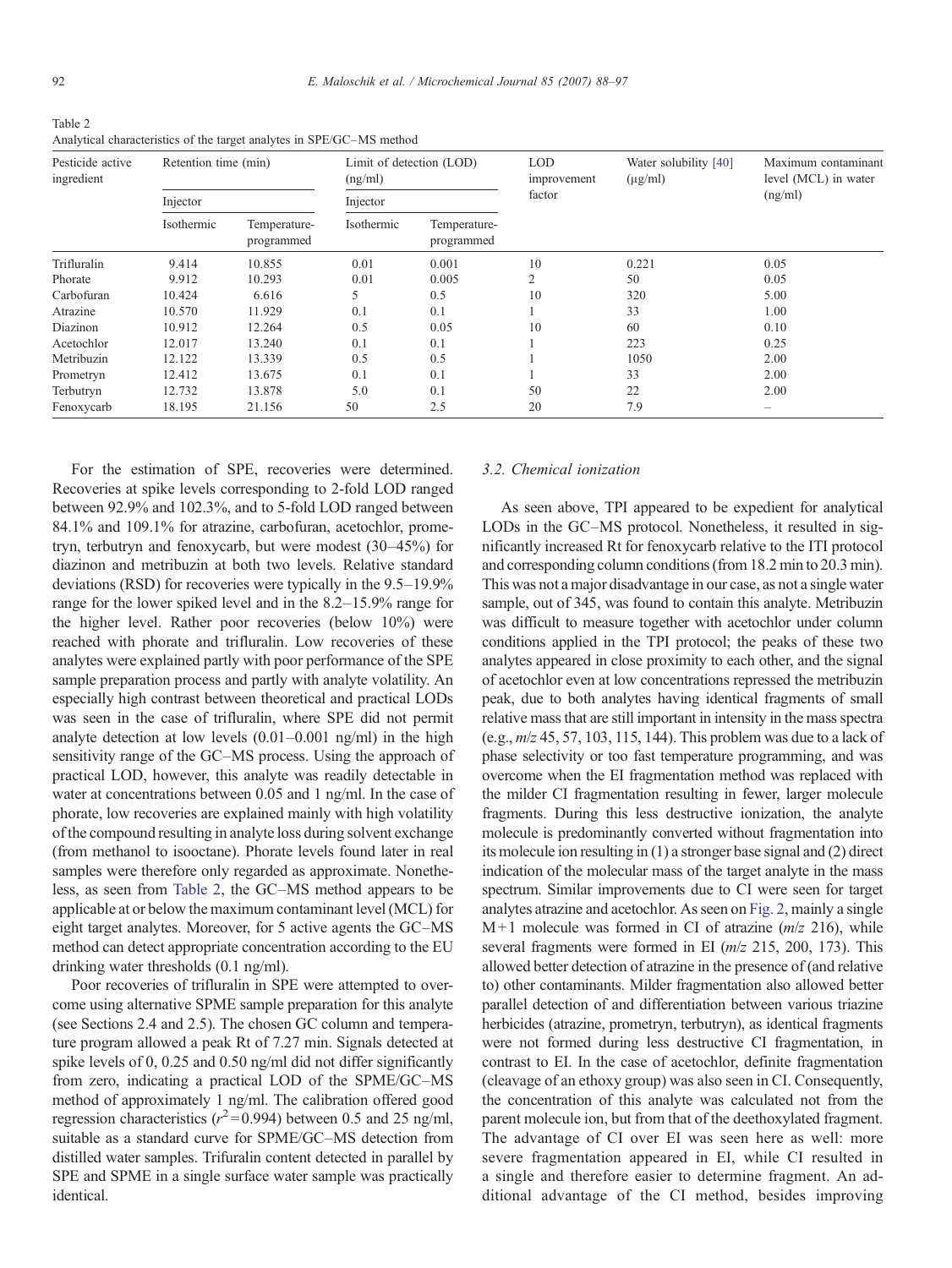Table 2
Analytical characteristics of the target analytes in SPE/GC–MS method

| Pesticide active ingredient | Retention time (min) | | Limit of detection (LOD) (ng/ml) | | LOD improvement factor | Water solubility [40] (μg/ml) | Maximum contaminant level (MCL) in water (ng/ml) |
|---|---|---|---|---|---|---|---|
| | Injector | | Injector | | | | |
| | Isothermic | Temperature-programmed | Isothermic | Temperature-programmed | | | |
| Trifluralin | 9.414 | 10.855 | 0.01 | 0.001 | 10 | 0.221 | 0.05 |
| Phorate | 9.912 | 10.293 | 0.01 | 0.005 | 2 | 50 | 0.05 |
| Carbofuran | 10.424 | 6.616 | 5 | 0.5 | 10 | 320 | 5.00 |
| Atrazine | 10.570 | 11.929 | 0.1 | 0.1 | 1 | 33 | 1.00 |
| Diazinon | 10.912 | 12.264 | 0.5 | 0.05 | 10 | 60 | 0.10 |
| Acetochlor | 12.017 | 13.240 | 0.1 | 0.1 | 1 | 223 | 0.25 |
| Metribuzin | 12.122 | 13.339 | 0.5 | 0.5 | 1 | 1050 | 2.00 |
| Prometryn | 12.412 | 13.675 | 0.1 | 0.1 | 1 | 33 | 2.00 |
| Terbutryn | 12.732 | 13.878 | 5.0 | 0.1 | 50 | 22 | 2.00 |
| Fenoxycarb | 18.195 | 21.156 | 50 | 2.5 | 20 | 7.9 | – |

For the estimation of SPE, recoveries were determined. Recoveries at spike levels corresponding to 2-fold LOD ranged between 92.9% and 102.3%, and to 5-fold LOD ranged between 84.1% and 109.1% for atrazine, carbofuran, acetochlor, prometryn, terbutryn and fenoxycarb, but were modest (30–45%) for diazinon and metribuzin at both two levels. Relative standard deviations (RSD) for recoveries were typically in the 9.5–19.9% range for the lower spiked level and in the 8.2–15.9% range for the higher level. Rather poor recoveries (below 10%) were reached with phorate and trifluralin. Low recoveries of these analytes were explained partly with poor performance of the SPE sample preparation process and partly with analyte volatility. An especially high contrast between theoretical and practical LODs was seen in the case of trifluralin, where SPE did not permit analyte detection at low levels (0.01–0.001 ng/ml) in the high sensitivity range of the GC–MS process. Using the approach of practical LOD, however, this analyte was readily detectable in water at concentrations between 0.05 and 1 ng/ml. In the case of phorate, low recoveries are explained mainly with high volatility of the compound resulting in analyte loss during solvent exchange (from methanol to isooctane). Phorate levels found later in real samples were therefore only regarded as approximate. Nonetheless, as seen from Table 2, the GC–MS method appears to be applicable at or below the maximum contaminant level (MCL) for eight target analytes. Moreover, for 5 active agents the GC–MS method can detect appropriate concentration according to the EU drinking water thresholds (0.1 ng/ml).

Poor recoveries of trifluralin in SPE were attempted to overcome using alternative SPME sample preparation for this analyte (see Sections 2.4 and 2.5). The chosen GC column and temperature program allowed a peak Rt of 7.27 min. Signals detected at spike levels of 0, 0.25 and 0.50 ng/ml did not differ significantly from zero, indicating a practical LOD of the SPME/GC–MS method of approximately 1 ng/ml. The calibration offered good regression characteristics ($r^2=0.994$) between 0.5 and 25 ng/ml, suitable as a standard curve for SPME/GC–MS detection from distilled water samples. Trifluralin content detected in parallel by SPE and SPME in a single surface water sample was practically identical.

### 3.2. Chemical ionization

As seen above, TPI appeared to be expedient for analytical LODs in the GC–MS protocol. Nonetheless, it resulted in significantly increased Rt for fenoxycarb relative to the ITI protocol and corresponding column conditions (from 18.2 min to 20.3 min). This was not a major disadvantage in our case, as not a single water sample, out of 345, was found to contain this analyte. Metribuzin was difficult to measure together with acetochlor under column conditions applied in the TPI protocol; the peaks of these two analytes appeared in close proximity to each other, and the signal of acetochlor even at low concentrations repressed the metribuzin peak, due to both analytes having identical fragments of small relative mass that are still important in intensity in the mass spectra (e.g., *m/z* 45, 57, 103, 115, 144). This problem was due to a lack of phase selectivity or too fast temperature programming, and was overcome when the EI fragmentation method was replaced with the milder CI fragmentation resulting in fewer, larger molecule fragments. During this less destructive ionization, the analyte molecule is predominantly converted without fragmentation into its molecule ion resulting in (1) a stronger base signal and (2) direct indication of the molecular mass of the target analyte in the mass spectrum. Similar improvements due to CI were seen for target analytes atrazine and acetochlor. As seen on Fig. 2, mainly a single M+1 molecule was formed in CI of atrazine (*m/z* 216), while several fragments were formed in EI (*m/z* 215, 200, 173). This allowed better detection of atrazine in the presence of (and relative to) other contaminants. Milder fragmentation also allowed better parallel detection of and differentiation between various triazine herbicides (atrazine, prometryn, terbutryn), as identical fragments were not formed during less destructive CI fragmentation, in contrast to EI. In the case of acetochlor, definite fragmentation (cleavage of an ethoxy group) was also seen in CI. Consequently, the concentration of this analyte was calculated not from the parent molecule ion, but from that of the deethoxylated fragment. The advantage of CI over EI was seen here as well: more severe fragmentation appeared in EI, while CI resulted in a single and therefore easier to determine fragment. An additional advantage of the CI method, besides improving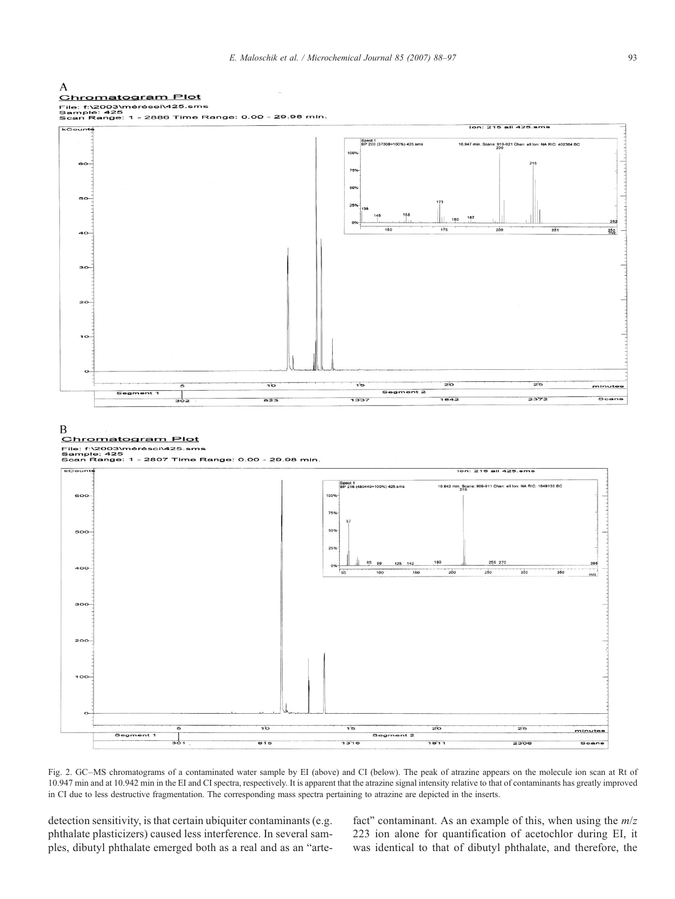Fig. 2. GC–MS chromatograms of a contaminated water sample by EI (above) and CI (below). The peak of atrazine appears on the molecule ion scan at Rt of 10.947 min and at 10.942 min in the EI and CI spectra, respectively. It is apparent that the atrazine signal intensity relative to that of contaminants has greatly improved in CI due to less destructive fragmentation. The corresponding mass spectra pertaining to atrazine are depicted in the inserts.

detection sensitivity, is that certain ubiquiter contaminants (e.g. phthalate plasticizers) caused less interference. In several samples, dibutyl phthalate emerged both as a real and as an "artefact" contaminant. As an example of this, when using the *m*/*z* 223 ion alone for quantification of acetochlor during EI, it was identical to that of dibutyl phthalate, and therefore, the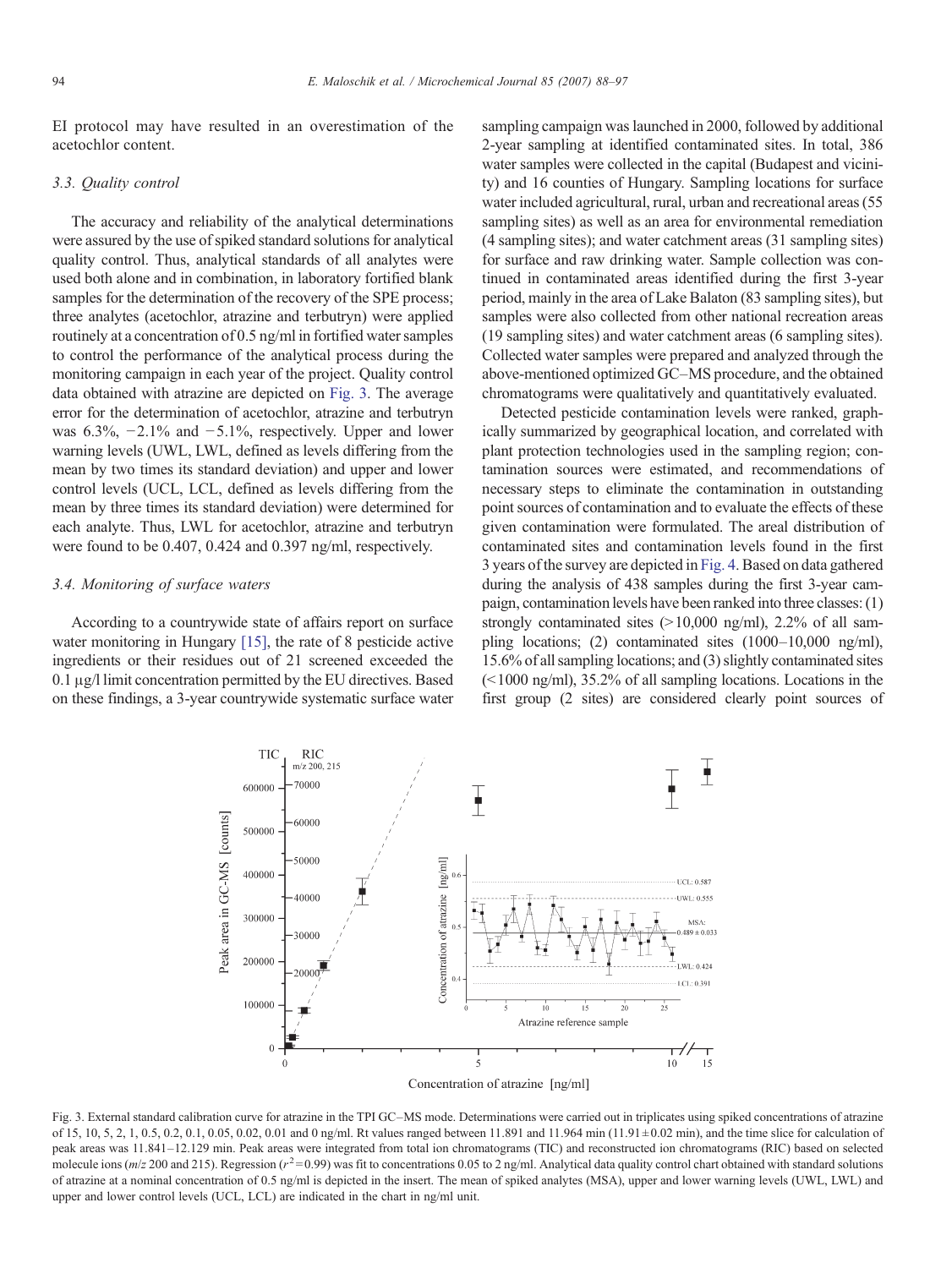EI protocol may have resulted in an overestimation of the acetochlor content.

### 3.3. Quality control

The accuracy and reliability of the analytical determinations were assured by the use of spiked standard solutions for analytical quality control. Thus, analytical standards of all analytes were used both alone and in combination, in laboratory fortified blank samples for the determination of the recovery of the SPE process; three analytes (acetochlor, atrazine and terbutryn) were applied routinely at a concentration of 0.5 ng/ml in fortified water samples to control the performance of the analytical process during the monitoring campaign in each year of the project. Quality control data obtained with atrazine are depicted on Fig. 3. The average error for the determination of acetochlor, atrazine and terbutryn was 6.3%, −2.1% and −5.1%, respectively. Upper and lower warning levels (UWL, LWL, defined as levels differing from the mean by two times its standard deviation) and upper and lower control levels (UCL, LCL, defined as levels differing from the mean by three times its standard deviation) were determined for each analyte. Thus, LWL for acetochlor, atrazine and terbutryn were found to be 0.407, 0.424 and 0.397 ng/ml, respectively.

### 3.4. Monitoring of surface waters

According to a countrywide state of affairs report on surface water monitoring in Hungary [15], the rate of 8 pesticide active ingredients or their residues out of 21 screened exceeded the 0.1 μg/l limit concentration permitted by the EU directives. Based on these findings, a 3-year countrywide systematic surface water sampling campaign was launched in 2000, followed by additional 2-year sampling at identified contaminated sites. In total, 386 water samples were collected in the capital (Budapest and vicinity) and 16 counties of Hungary. Sampling locations for surface water included agricultural, rural, urban and recreational areas (55 sampling sites) as well as an area for environmental remediation (4 sampling sites); and water catchment areas (31 sampling sites) for surface and raw drinking water. Sample collection was continued in contaminated areas identified during the first 3-year period, mainly in the area of Lake Balaton (83 sampling sites), but samples were also collected from other national recreation areas (19 sampling sites) and water catchment areas (6 sampling sites). Collected water samples were prepared and analyzed through the above-mentioned optimized GC–MS procedure, and the obtained chromatograms were qualitatively and quantitatively evaluated.

Detected pesticide contamination levels were ranked, graphically summarized by geographical location, and correlated with plant protection technologies used in the sampling region; contamination sources were estimated, and recommendations of necessary steps to eliminate the contamination in outstanding point sources of contamination and to evaluate the effects of these given contamination were formulated. The areal distribution of contaminated sites and contamination levels found in the first 3 years of the survey are depicted in Fig. 4. Based on data gathered during the analysis of 438 samples during the first 3-year campaign, contamination levels have been ranked into three classes: (1) strongly contaminated sites (>10,000 ng/ml), 2.2% of all sampling locations; (2) contaminated sites (1000–10,000 ng/ml), 15.6% of all sampling locations; and (3) slightly contaminated sites (<1000 ng/ml), 35.2% of all sampling locations. Locations in the first group (2 sites) are considered clearly point sources of

Fig. 3. External standard calibration curve for atrazine in the TPI GC–MS mode. Determinations were carried out in triplicates using spiked concentrations of atrazine of 15, 10, 5, 2, 1, 0.5, 0.2, 0.1, 0.05, 0.02, 0.01 and 0 ng/ml. Rt values ranged between 11.891 and 11.964 min (11.91 ± 0.02 min), and the time slice for calculation of peak areas was 11.841–12.129 min. Peak areas were integrated from total ion chromatograms (TIC) and reconstructed ion chromatograms (RIC) based on selected molecule ions ($m/z$ 200 and 215). Regression ($r^2$ = 0.99) was fit to concentrations 0.05 to 2 ng/ml. Analytical data quality control chart obtained with standard solutions of atrazine at a nominal concentration of 0.5 ng/ml is depicted in the insert. The mean of spiked analytes (MSA), upper and lower warning levels (UWL, LWL) and upper and lower control levels (UCL, LCL) are indicated in the chart in ng/ml unit.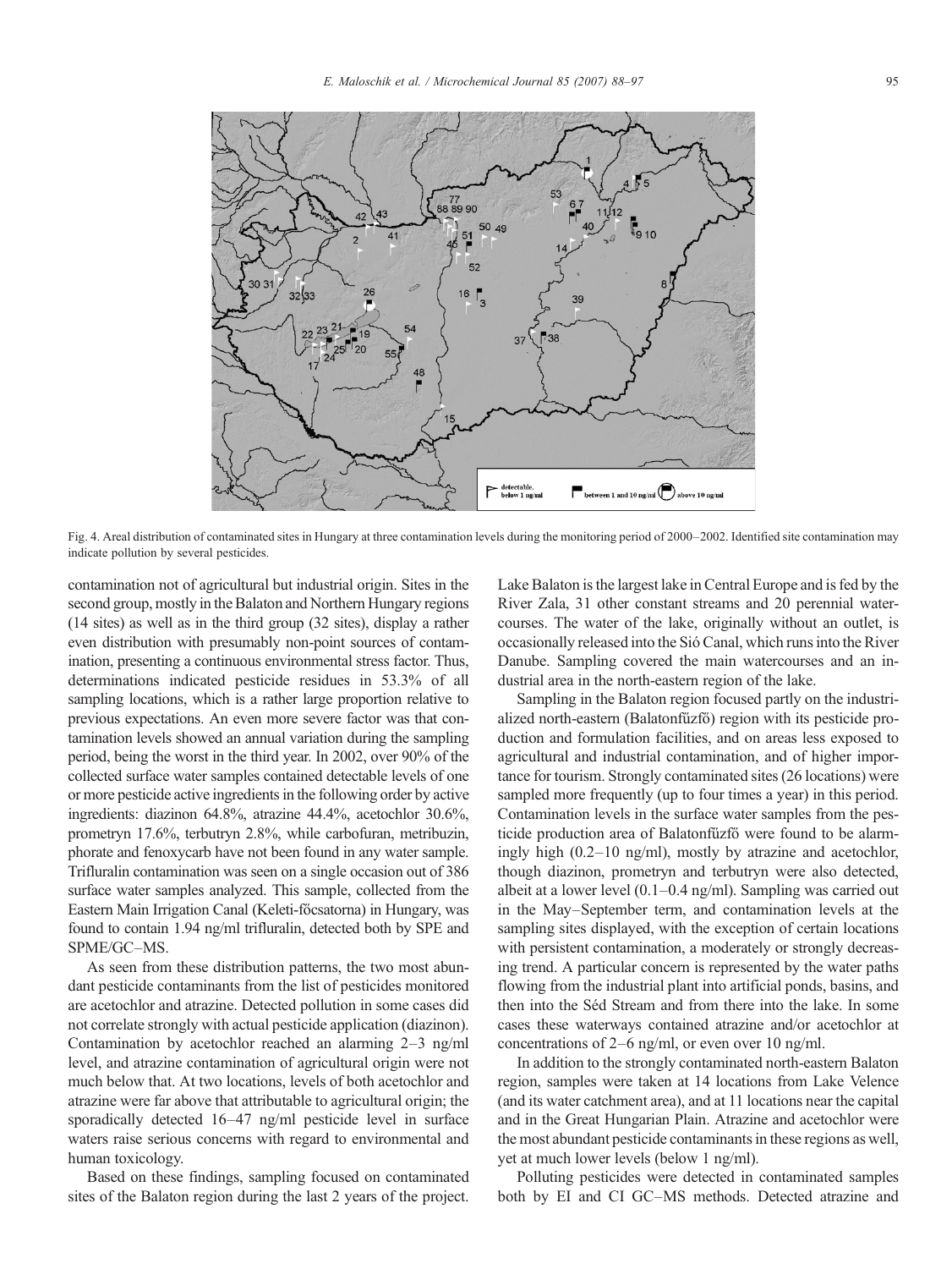Fig. 4. Areal distribution of contaminated sites in Hungary at three contamination levels during the monitoring period of 2000–2002. Identified site contamination may indicate pollution by several pesticides.

contamination not of agricultural but industrial origin. Sites in the second group, mostly in the Balaton and Northern Hungary regions (14 sites) as well as in the third group (32 sites), display a rather even distribution with presumably non-point sources of contamination, presenting a continuous environmental stress factor. Thus, determinations indicated pesticide residues in 53.3% of all sampling locations, which is a rather large proportion relative to previous expectations. An even more severe factor was that contamination levels showed an annual variation during the sampling period, being the worst in the third year. In 2002, over 90% of the collected surface water samples contained detectable levels of one or more pesticide active ingredients in the following order by active ingredients: diazinon 64.8%, atrazine 44.4%, acetochlor 30.6%, prometryn 17.6%, terbutryn 2.8%, while carbofuran, metribuzin, phorate and fenoxycarb have not been found in any water sample. Trifluralin contamination was seen on a single occasion out of 386 surface water samples analyzed. This sample, collected from the Eastern Main Irrigation Canal (Keleti-főcsatorna) in Hungary, was found to contain 1.94 ng/ml trifluralin, detected both by SPE and SPME/GC–MS.

As seen from these distribution patterns, the two most abundant pesticide contaminants from the list of pesticides monitored are acetochlor and atrazine. Detected pollution in some cases did not correlate strongly with actual pesticide application (diazinon). Contamination by acetochlor reached an alarming 2–3 ng/ml level, and atrazine contamination of agricultural origin were not much below that. At two locations, levels of both acetochlor and atrazine were far above that attributable to agricultural origin; the sporadically detected 16–47 ng/ml pesticide level in surface waters raise serious concerns with regard to environmental and human toxicology.

Based on these findings, sampling focused on contaminated sites of the Balaton region during the last 2 years of the project. Lake Balaton is the largest lake in Central Europe and is fed by the River Zala, 31 other constant streams and 20 perennial watercourses. The water of the lake, originally without an outlet, is occasionally released into the Sió Canal, which runs into the River Danube. Sampling covered the main watercourses and an industrial area in the north-eastern region of the lake.

Sampling in the Balaton region focused partly on the industrialized north-eastern (Balatonfűzfő) region with its pesticide production and formulation facilities, and on areas less exposed to agricultural and industrial contamination, and of higher importance for tourism. Strongly contaminated sites (26 locations) were sampled more frequently (up to four times a year) in this period. Contamination levels in the surface water samples from the pesticide production area of Balatonfűzfő were found to be alarmingly high (0.2–10 ng/ml), mostly by atrazine and acetochlor, though diazinon, prometryn and terbutryn were also detected, albeit at a lower level (0.1–0.4 ng/ml). Sampling was carried out in the May–September term, and contamination levels at the sampling sites displayed, with the exception of certain locations with persistent contamination, a moderately or strongly decreasing trend. A particular concern is represented by the water paths flowing from the industrial plant into artificial ponds, basins, and then into the Séd Stream and from there into the lake. In some cases these waterways contained atrazine and/or acetochlor at concentrations of 2–6 ng/ml, or even over 10 ng/ml.

In addition to the strongly contaminated north-eastern Balaton region, samples were taken at 14 locations from Lake Velence (and its water catchment area), and at 11 locations near the capital and in the Great Hungarian Plain. Atrazine and acetochlor were the most abundant pesticide contaminants in these regions as well, yet at much lower levels (below 1 ng/ml).

Polluting pesticides were detected in contaminated samples both by EI and CI GC–MS methods. Detected atrazine and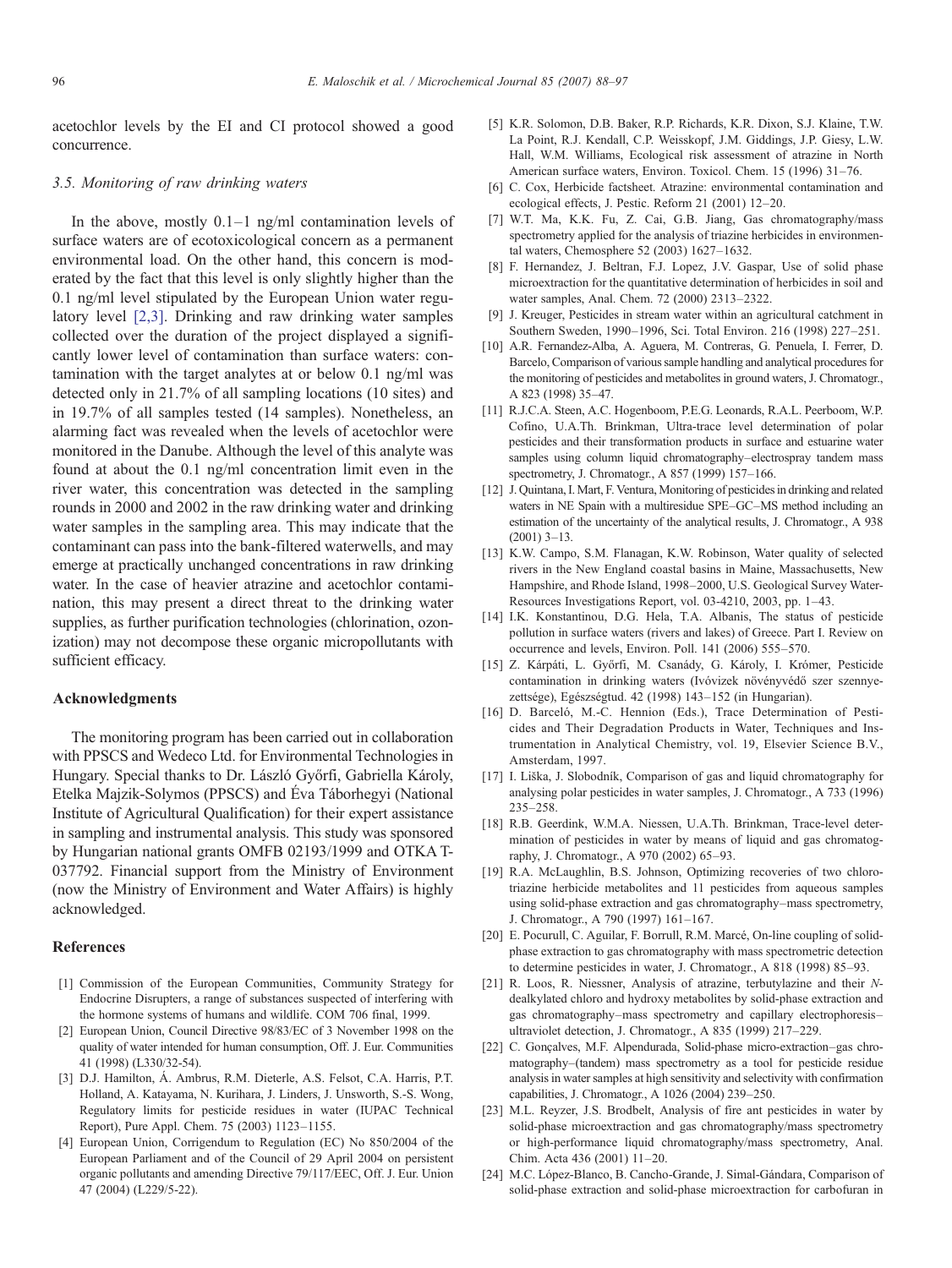acetochlor levels by the EI and CI protocol showed a good concurrence.

### 3.5. Monitoring of raw drinking waters

In the above, mostly 0.1–1 ng/ml contamination levels of surface waters are of ecotoxicological concern as a permanent environmental load. On the other hand, this concern is moderated by the fact that this level is only slightly higher than the 0.1 ng/ml level stipulated by the European Union water regulatory level [2,3]. Drinking and raw drinking water samples collected over the duration of the project displayed a significantly lower level of contamination than surface waters: contamination with the target analytes at or below 0.1 ng/ml was detected only in 21.7% of all sampling locations (10 sites) and in 19.7% of all samples tested (14 samples). Nonetheless, an alarming fact was revealed when the levels of acetochlor were monitored in the Danube. Although the level of this analyte was found at about the 0.1 ng/ml concentration limit even in the river water, this concentration was detected in the sampling rounds in 2000 and 2002 in the raw drinking water and drinking water samples in the sampling area. This may indicate that the contaminant can pass into the bank-filtered waterwells, and may emerge at practically unchanged concentrations in raw drinking water. In the case of heavier atrazine and acetochlor contamination, this may present a direct threat to the drinking water supplies, as further purification technologies (chlorination, ozonization) may not decompose these organic micropollutants with sufficient efficacy.

## Acknowledgments

The monitoring program has been carried out in collaboration with PPSCS and Wedeco Ltd. for Environmental Technologies in Hungary. Special thanks to Dr. László Győrfi, Gabriella Károly, Etelka Majzik-Solymos (PPSCS) and Éva Táborhegyi (National Institute of Agricultural Qualification) for their expert assistance in sampling and instrumental analysis. This study was sponsored by Hungarian national grants OMFB 02193/1999 and OTKA T-037792. Financial support from the Ministry of Environment (now the Ministry of Environment and Water Affairs) is highly acknowledged.

## References

[1] Commission of the European Communities, Community Strategy for Endocrine Disrupters, a range of substances suspected of interfering with the hormone systems of humans and wildlife. COM 706 final, 1999.

[2] European Union, Council Directive 98/83/EC of 3 November 1998 on the quality of water intended for human consumption, Off. J. Eur. Communities 41 (1998) (L330/32-54).

[3] D.J. Hamilton, Á. Ambrus, R.M. Dieterle, A.S. Felsot, C.A. Harris, P.T. Holland, A. Katayama, N. Kurihara, J. Linders, J. Unsworth, S.-S. Wong, Regulatory limits for pesticide residues in water (IUPAC Technical Report), Pure Appl. Chem. 75 (2003) 1123–1155.

[4] European Union, Corrigendum to Regulation (EC) No 850/2004 of the European Parliament and of the Council of 29 April 2004 on persistent organic pollutants and amending Directive 79/117/EEC, Off. J. Eur. Union 47 (2004) (L229/5-22).

[5] K.R. Solomon, D.B. Baker, R.P. Richards, K.R. Dixon, S.J. Klaine, T.W. La Point, R.J. Kendall, C.P. Weisskopf, J.M. Giddings, J.P. Giesy, L.W. Hall, W.M. Williams, Ecological risk assessment of atrazine in North American surface waters, Environ. Toxicol. Chem. 15 (1996) 31–76.

[6] C. Cox, Herbicide factsheet. Atrazine: environmental contamination and ecological effects, J. Pestic. Reform 21 (2001) 12–20.

[7] W.T. Ma, K.K. Fu, Z. Cai, G.B. Jiang, Gas chromatography/mass spectrometry applied for the analysis of triazine herbicides in environmental waters, Chemosphere 52 (2003) 1627–1632.

[8] F. Hernandez, J. Beltran, F.J. Lopez, J.V. Gaspar, Use of solid phase microextraction for the quantitative determination of herbicides in soil and water samples, Anal. Chem. 72 (2000) 2313–2322.

[9] J. Kreuger, Pesticides in stream water within an agricultural catchment in Southern Sweden, 1990–1996, Sci. Total Environ. 216 (1998) 227–251.

[10] A.R. Fernandez-Alba, A. Aguera, M. Contreras, G. Penuela, I. Ferrer, D. Barcelo, Comparison of various sample handling and analytical procedures for the monitoring of pesticides and metabolites in ground waters, J. Chromatogr., A 823 (1998) 35–47.

[11] R.J.C.A. Steen, A.C. Hogenboom, P.E.G. Leonards, R.A.L. Peerboom, W.P. Cofino, U.A.Th. Brinkman, Ultra-trace level determination of polar pesticides and their transformation products in surface and estuarine water samples using column liquid chromatography–electrospray tandem mass spectrometry, J. Chromatogr., A 857 (1999) 157–166.

[12] J. Quintana, I. Mart, F. Ventura, Monitoring of pesticides in drinking and related waters in NE Spain with a multiresidue SPE–GC–MS method including an estimation of the uncertainty of the analytical results, J. Chromatogr., A 938 (2001) 3–13.

[13] K.W. Campo, S.M. Flanagan, K.W. Robinson, Water quality of selected rivers in the New England coastal basins in Maine, Massachusetts, New Hampshire, and Rhode Island, 1998–2000, U.S. Geological Survey Water-Resources Investigations Report, vol. 03-4210, 2003, pp. 1–43.

[14] I.K. Konstantinou, D.G. Hela, T.A. Albanis, The status of pesticide pollution in surface waters (rivers and lakes) of Greece. Part I. Review on occurrence and levels, Environ. Poll. 141 (2006) 555–570.

[15] Z. Kárpáti, L. Győrfi, M. Csanády, G. Károly, I. Krómer, Pesticide contamination in drinking waters (Ivóvizek növényvédő szer szennyezettsége), Egészségtud. 42 (1998) 143–152 (in Hungarian).

[16] D. Barceló, M.-C. Hennion (Eds.), Trace Determination of Pesticides and Their Degradation Products in Water, Techniques and Instrumentation in Analytical Chemistry, vol. 19, Elsevier Science B.V., Amsterdam, 1997.

[17] I. Liška, J. Slobodník, Comparison of gas and liquid chromatography for analysing polar pesticides in water samples, J. Chromatogr., A 733 (1996) 235–258.

[18] R.B. Geerdink, W.M.A. Niessen, U.A.Th. Brinkman, Trace-level determination of pesticides in water by means of liquid and gas chromatography, J. Chromatogr., A 970 (2002) 65–93.

[19] R.A. McLaughlin, B.S. Johnson, Optimizing recoveries of two chlorotriazine herbicide metabolites and 11 pesticides from aqueous samples using solid-phase extraction and gas chromatography–mass spectrometry, J. Chromatogr., A 790 (1997) 161–167.

[20] E. Pocurull, C. Aguilar, F. Borrull, R.M. Marcé, On-line coupling of solid-phase extraction to gas chromatography with mass spectrometric detection to determine pesticides in water, J. Chromatogr., A 818 (1998) 85–93.

[21] R. Loos, R. Niessner, Analysis of atrazine, terbutylazine and their *N*-dealkylated chloro and hydroxy metabolites by solid-phase extraction and gas chromatography–mass spectrometry and capillary electrophoresis–ultraviolet detection, J. Chromatogr., A 835 (1999) 217–229.

[22] C. Gonçalves, M.F. Alpendurada, Solid-phase micro-extraction–gas chromatography–(tandem) mass spectrometry as a tool for pesticide residue analysis in water samples at high sensitivity and selectivity with confirmation capabilities, J. Chromatogr., A 1026 (2004) 239–250.

[23] M.L. Reyzer, J.S. Brodbelt, Analysis of fire ant pesticides in water by solid-phase microextraction and gas chromatography/mass spectrometry or high-performance liquid chromatography/mass spectrometry, Anal. Chim. Acta 436 (2001) 11–20.

[24] M.C. López-Blanco, B. Cancho-Grande, J. Simal-Gándara, Comparison of solid-phase extraction and solid-phase microextraction for carbofuran in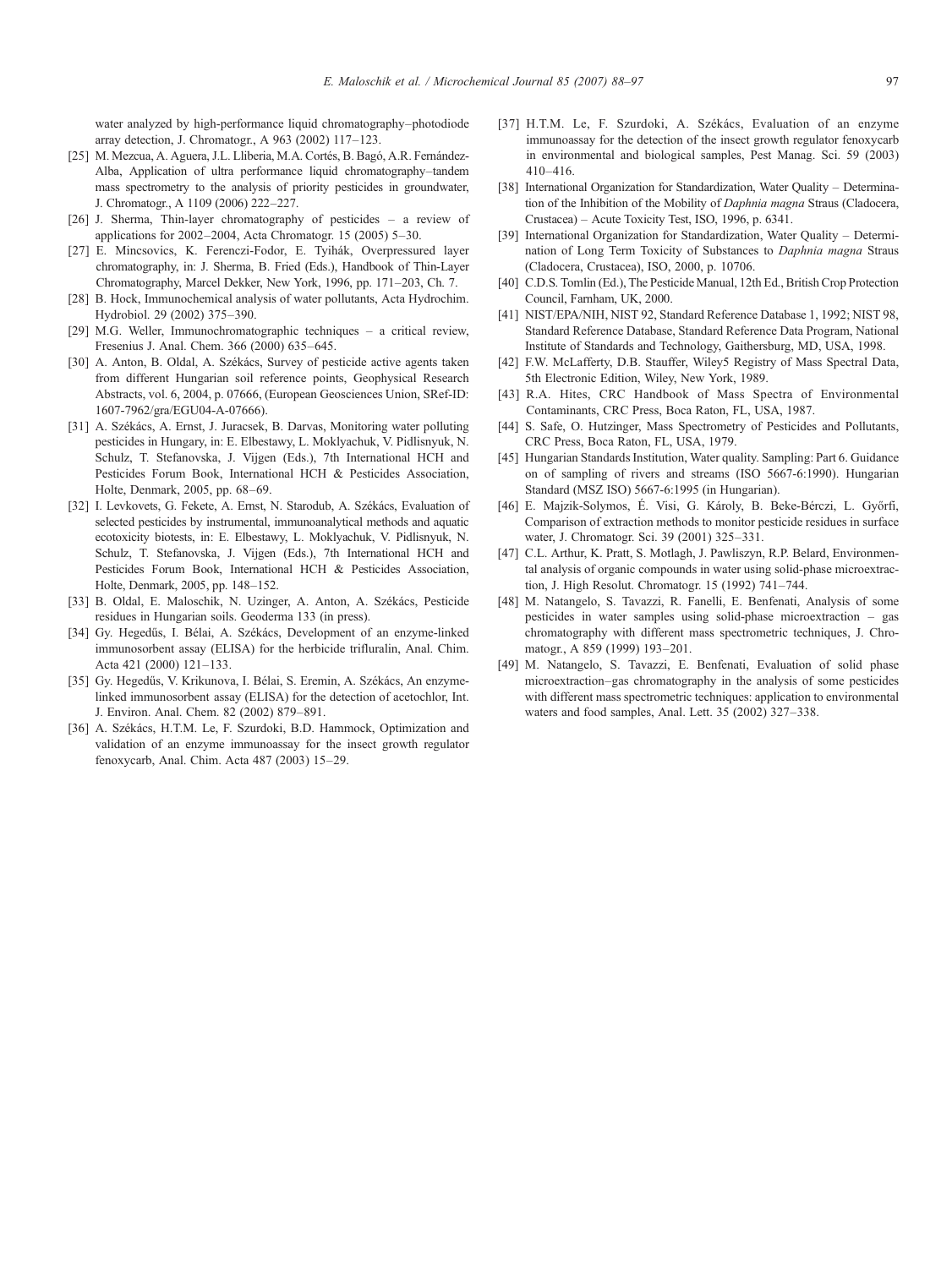water analyzed by high-performance liquid chromatography–photodiode array detection, J. Chromatogr., A 963 (2002) 117–123.

[25] M. Mezcua, A. Aguera, J.L. Lliberia, M.A. Cortés, B. Bagó, A.R. Fernández-Alba, Application of ultra performance liquid chromatography–tandem mass spectrometry to the analysis of priority pesticides in groundwater, J. Chromatogr., A 1109 (2006) 222–227.

[26] J. Sherma, Thin-layer chromatography of pesticides – a review of applications for 2002–2004, Acta Chromatogr. 15 (2005) 5–30.

[27] E. Mincsovics, K. Ferenczi-Fodor, E. Tyihák, Overpressured layer chromatography, in: J. Sherma, B. Fried (Eds.), Handbook of Thin-Layer Chromatography, Marcel Dekker, New York, 1996, pp. 171–203, Ch. 7.

[28] B. Hock, Immunochemical analysis of water pollutants, Acta Hydrochim. Hydrobiol. 29 (2002) 375–390.

[29] M.G. Weller, Immunochromatographic techniques – a critical review, Fresenius J. Anal. Chem. 366 (2000) 635–645.

[30] A. Anton, B. Oldal, A. Székács, Survey of pesticide active agents taken from different Hungarian soil reference points, Geophysical Research Abstracts, vol. 6, 2004, p. 07666, (European Geosciences Union, SRef-ID: 1607-7962/gra/EGU04-A-07666).

[31] A. Székács, A. Ernst, J. Juracsek, B. Darvas, Monitoring water polluting pesticides in Hungary, in: E. Elbestawy, L. Moklyachuk, V. Pidlisnyuk, N. Schulz, T. Stefanovska, J. Vijgen (Eds.), 7th International HCH and Pesticides Forum Book, International HCH & Pesticides Association, Holte, Denmark, 2005, pp. 68–69.

[32] I. Levkovets, G. Fekete, A. Ernst, N. Starodub, A. Székács, Evaluation of selected pesticides by instrumental, immunoanalytical methods and aquatic ecotoxicity biotests, in: E. Elbestawy, L. Moklyachuk, V. Pidlisnyuk, N. Schulz, T. Stefanovska, J. Vijgen (Eds.), 7th International HCH and Pesticides Forum Book, International HCH & Pesticides Association, Holte, Denmark, 2005, pp. 148–152.

[33] B. Oldal, E. Maloschik, N. Uzinger, A. Anton, A. Székács, Pesticide residues in Hungarian soils. Geoderma 133 (in press).

[34] Gy. Hegedűs, I. Bélai, A. Székács, Development of an enzyme-linked immunosorbent assay (ELISA) for the herbicide trifluralin, Anal. Chim. Acta 421 (2000) 121–133.

[35] Gy. Hegedűs, V. Krikunova, I. Bélai, S. Eremin, A. Székács, An enzyme-linked immunosorbent assay (ELISA) for the detection of acetochlor, Int. J. Environ. Anal. Chem. 82 (2002) 879–891.

[36] A. Székács, H.T.M. Le, F. Szurdoki, B.D. Hammock, Optimization and validation of an enzyme immunoassay for the insect growth regulator fenoxycarb, Anal. Chim. Acta 487 (2003) 15–29.

[37] H.T.M. Le, F. Szurdoki, A. Székács, Evaluation of an enzyme immunoassay for the detection of the insect growth regulator fenoxycarb in environmental and biological samples, Pest Manag. Sci. 59 (2003) 410–416.

[38] International Organization for Standardization, Water Quality – Determination of the Inhibition of the Mobility of *Daphnia magna* Straus (Cladocera, Crustacea) – Acute Toxicity Test, ISO, 1996, p. 6341.

[39] International Organization for Standardization, Water Quality – Determination of Long Term Toxicity of Substances to *Daphnia magna* Straus (Cladocera, Crustacea), ISO, 2000, p. 10706.

[40] C.D.S. Tomlin (Ed.), The Pesticide Manual, 12th Ed., British Crop Protection Council, Farnham, UK, 2000.

[41] NIST/EPA/NIH, NIST 92, Standard Reference Database 1, 1992; NIST 98, Standard Reference Database, Standard Reference Data Program, National Institute of Standards and Technology, Gaithersburg, MD, USA, 1998.

[42] F.W. McLafferty, D.B. Stauffer, Wiley5 Registry of Mass Spectral Data, 5th Electronic Edition, Wiley, New York, 1989.

[43] R.A. Hites, CRC Handbook of Mass Spectra of Environmental Contaminants, CRC Press, Boca Raton, FL, USA, 1987.

[44] S. Safe, O. Hutzinger, Mass Spectrometry of Pesticides and Pollutants, CRC Press, Boca Raton, FL, USA, 1979.

[45] Hungarian Standards Institution, Water quality. Sampling: Part 6. Guidance on of sampling of rivers and streams (ISO 5667-6:1990). Hungarian Standard (MSZ ISO) 5667-6:1995 (in Hungarian).

[46] E. Majzik-Solymos, É. Visi, G. Károly, B. Beke-Bérczi, L. Győrfi, Comparison of extraction methods to monitor pesticide residues in surface water, J. Chromatogr. Sci. 39 (2001) 325–331.

[47] C.L. Arthur, K. Pratt, S. Motlagh, J. Pawliszyn, R.P. Belard, Environmental analysis of organic compounds in water using solid-phase microextraction, J. High Resolut. Chromatogr. 15 (1992) 741–744.

[48] M. Natangelo, S. Tavazzi, R. Fanelli, E. Benfenati, Analysis of some pesticides in water samples using solid-phase microextraction – gas chromatography with different mass spectrometric techniques, J. Chromatogr., A 859 (1999) 193–201.

[49] M. Natangelo, S. Tavazzi, E. Benfenati, Evaluation of solid phase microextraction–gas chromatography in the analysis of some pesticides with different mass spectrometric techniques: application to environmental waters and food samples, Anal. Lett. 35 (2002) 327–338.